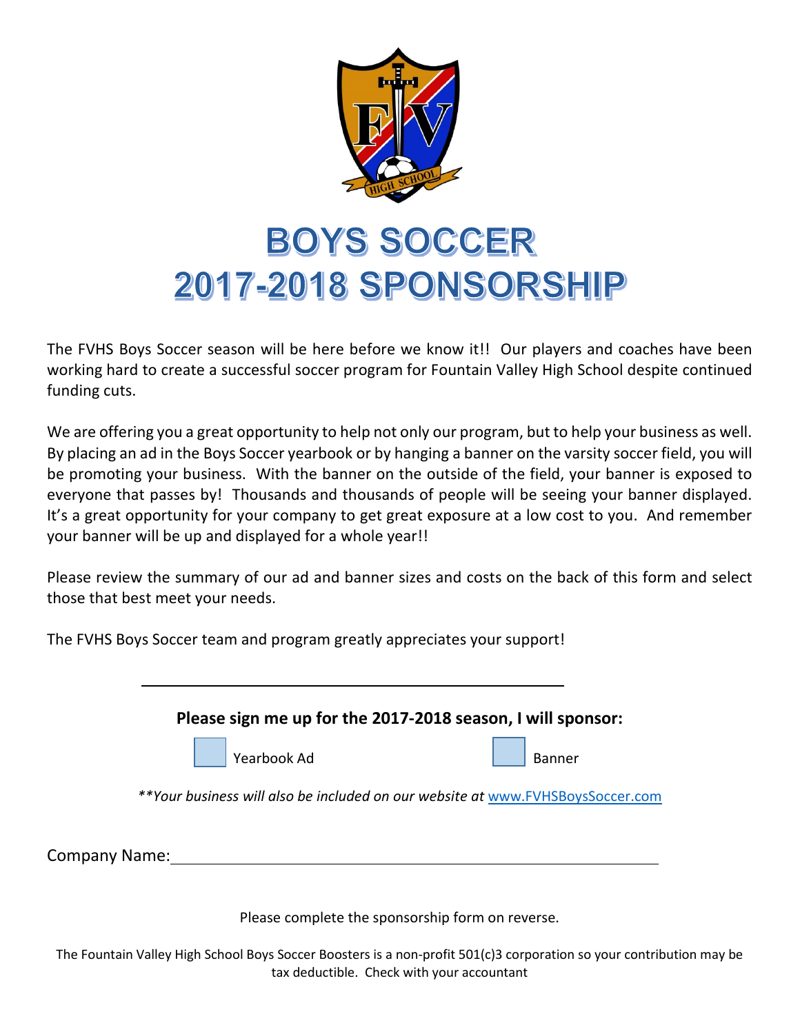# BOYS SOCCER
# 2017-2018 SPONSORSHIP

The FVHS Boys Soccer season will be here before we know it!! Our players and coaches have been working hard to create a successful soccer program for Fountain Valley High School despite continued funding cuts.

We are offering you a great opportunity to help not only our program, but to help your business as well. By placing an ad in the Boys Soccer yearbook or by hanging a banner on the varsity soccer field, you will be promoting your business. With the banner on the outside of the field, your banner is exposed to everyone that passes by! Thousands and thousands of people will be seeing your banner displayed. It's a great opportunity for your company to get great exposure at a low cost to you. And remember your banner will be up and displayed for a whole year!!

Please review the summary of our ad and banner sizes and costs on the back of this form and select those that best meet your needs.

The FVHS Boys Soccer team and program greatly appreciates your support!

---

**Please sign me up for the 2017-2018 season, I will sponsor:**

☐ Yearbook Ad ☐ Banner

*\*\*Your business will also be included on our website at* [www.FVHSBoysSoccer.com](http://www.FVHSBoysSoccer.com)

Company Name: ________________________________________________

Please complete the sponsorship form on reverse.

The Fountain Valley High School Boys Soccer Boosters is a non-profit 501(c)3 corporation so your contribution may be tax deductible. Check with your accountant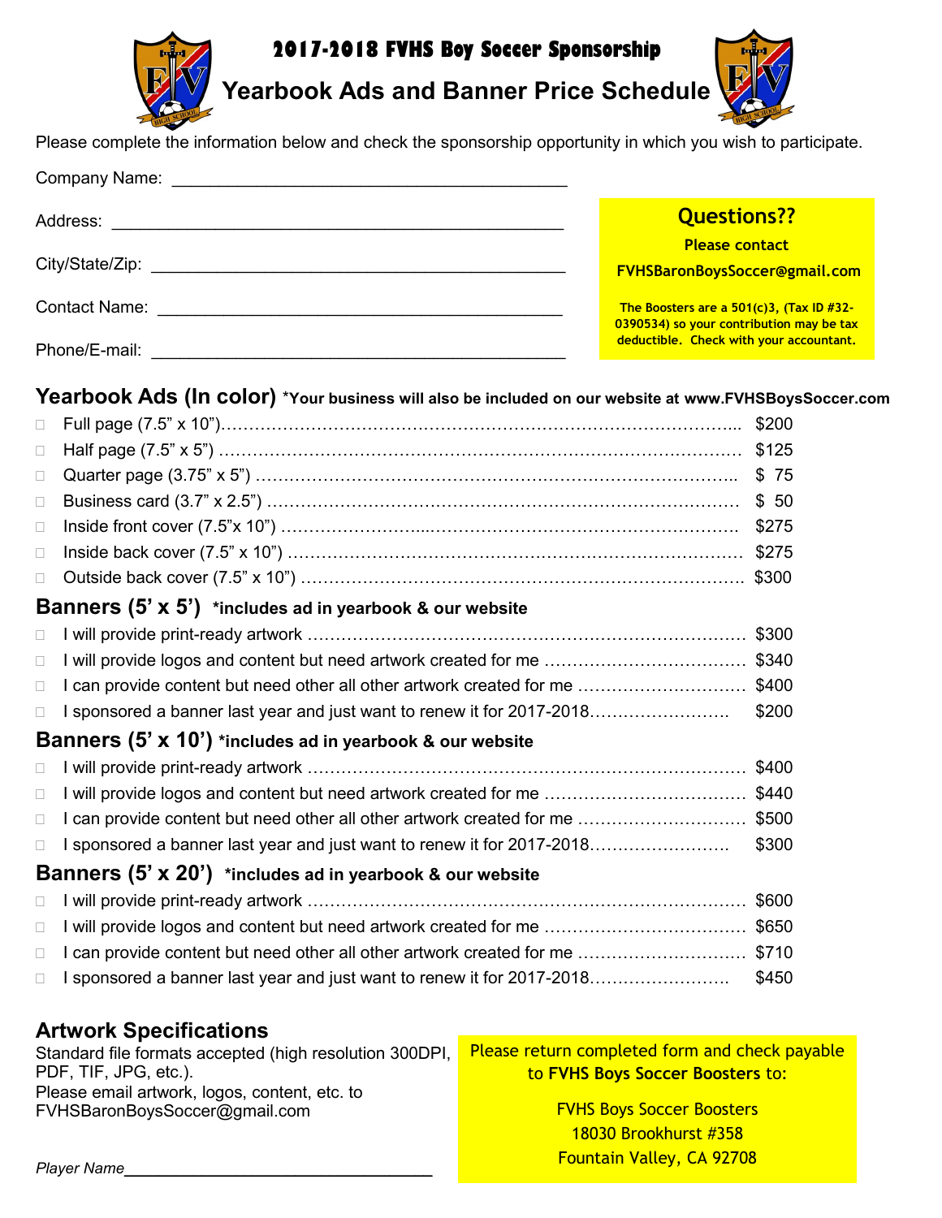# 2017-2018 FVHS Boy Soccer Sponsorship

## Yearbook Ads and Banner Price Schedule

Please complete the information below and check the sponsorship opportunity in which you wish to participate.

Company Name: ________________________________________

Address: ________________________________________________

City/State/Zip: ___________________________________________

Contact Name: ___________________________________________

Phone/E-mail: ___________________________________________

**Questions??**

**Please contact**

**FVHSBaronBoysSoccer@gmail.com**

**The Boosters are a 501(c)3, (Tax ID #32-0390534) so your contribution may be tax deductible. Check with your accountant.**

## Yearbook Ads (In color) *Your business will also be included on our website at www.FVHSBoysSoccer.com

- ☐ Full page (7.5" x 10")………………………………………………… $200
- ☐ Half page (7.5" x 5")………………………………………………… $125
- ☐ Quarter page (3.75" x 5")…………………………………………… $ 75
- ☐ Business card (3.7" x 2.5")…………………………………………… $ 50
- ☐ Inside front cover (7.5"x 10")………………………………………… $275
- ☐ Inside back cover (7.5" x 10")………………………………………… $275
- ☐ Outside back cover (7.5" x 10")………………………………………… $300

## Banners (5' x 5') *includes ad in yearbook & our website

- ☐ I will provide print-ready artwork …………………………………… $300
- ☐ I will provide logos and content but need artwork created for me ………… $340
- ☐ I can provide content but need other all other artwork created for me ……… $400
- ☐ I sponsored a banner last year and just want to renew it for 2017-2018………… $200

## Banners (5' x 10') *includes ad in yearbook & our website

- ☐ I will provide print-ready artwork …………………………………… $400
- ☐ I will provide logos and content but need artwork created for me ………… $440
- ☐ I can provide content but need other all other artwork created for me ……… $500
- ☐ I sponsored a banner last year and just want to renew it for 2017-2018………… $300

## Banners (5' x 20') *includes ad in yearbook & our website

- ☐ I will provide print-ready artwork …………………………………… $600
- ☐ I will provide logos and content but need artwork created for me ………… $650
- ☐ I can provide content but need other all other artwork created for me ……… $710
- ☐ I sponsored a banner last year and just want to renew it for 2017-2018………… $450

## Artwork Specifications

Standard file formats accepted (high resolution 300DPI, PDF, TIF, JPG, etc.).
Please email artwork, logos, content, etc. to FVHSBaronBoysSoccer@gmail.com

*Player Name*___________________________________

Please return completed form and check payable to **FVHS Boys Soccer Boosters** to:

FVHS Boys Soccer Boosters
18030 Brookhurst #358
Fountain Valley, CA 92708